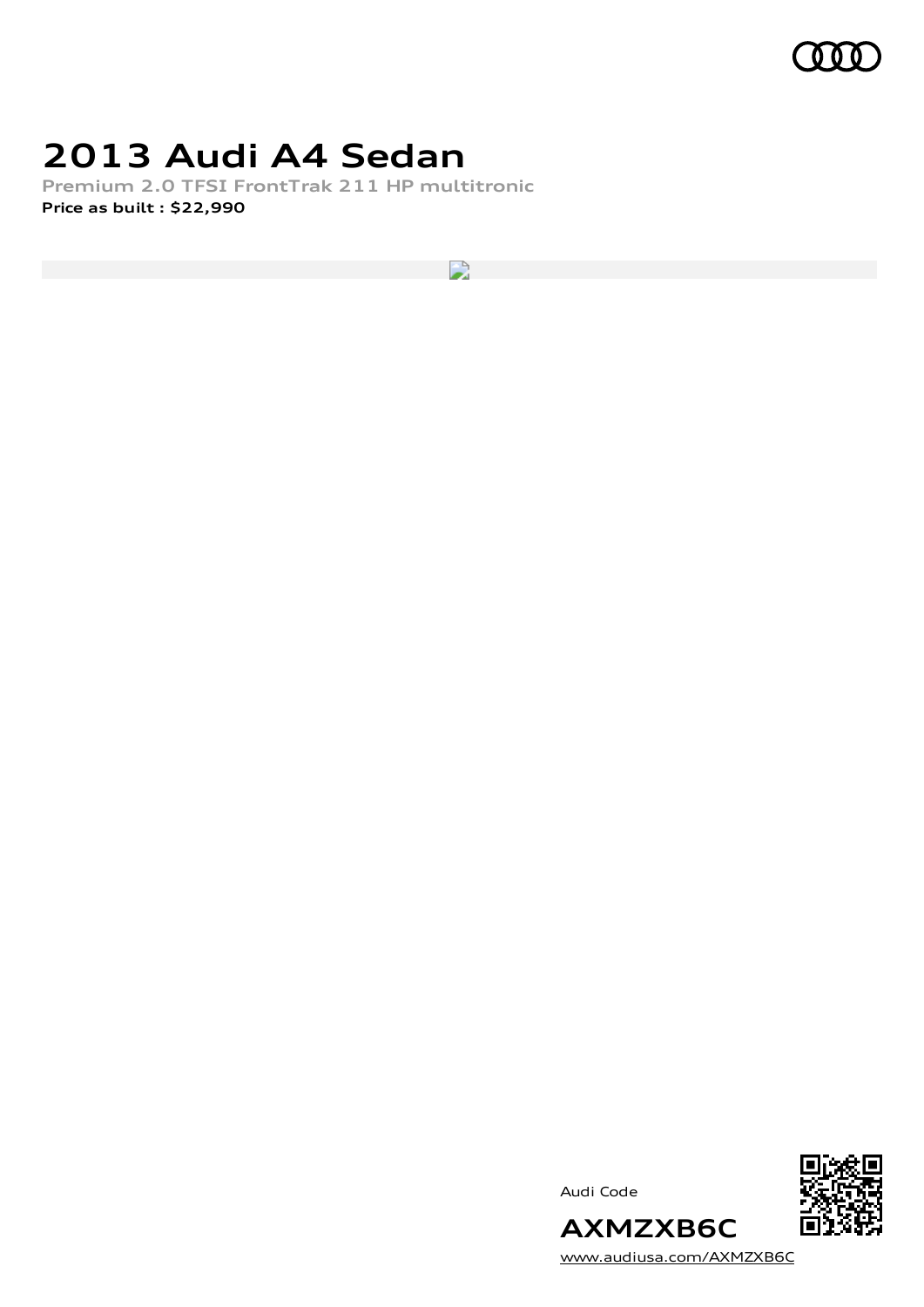# 2013 Audi A4 Sedan

**Premium 2.0 TFSI FrontTrak 211 HP multitronic**

**Price as built : $22,990**

Audi Code

**AXMZXB6C**

www.audiusa.com/AXMZXB6C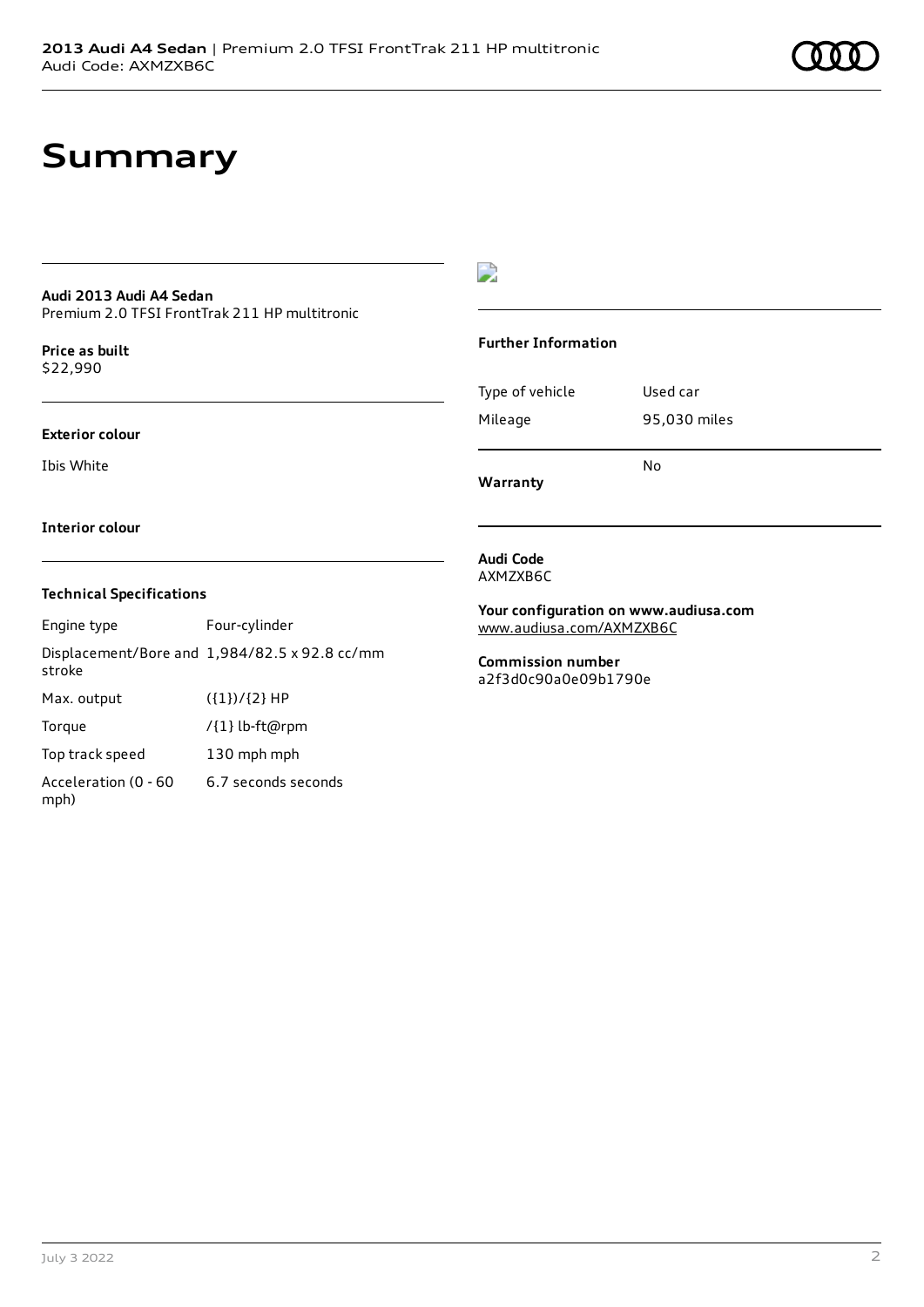# Summary

**Audi 2013 Audi A4 Sedan**
Premium 2.0 TFSI FrontTrak 211 HP multitronic

**Price as built**
$22,990

**Exterior colour**

Ibis White

**Interior colour**

### Technical Specifications

| | |
|---|---|
| Engine type | Four-cylinder |
| Displacement/Bore and stroke | 1,984/82.5 x 92.8 cc/mm |
| Max. output | ({1})/{2} HP |
| Torque | /{1} lb-ft@rpm |
| Top track speed | 130 mph mph |
| Acceleration (0 - 60 mph) | 6.7 seconds seconds |

### Further Information

| | |
|---|---|
| Type of vehicle | Used car |
| Mileage | 95,030 miles |
| **Warranty** | No |

**Audi Code**
AXMZXB6C

**Your configuration on www.audiusa.com**
www.audiusa.com/AXMZXB6C

**Commission number**
a2f3d0c90a0e09b1790e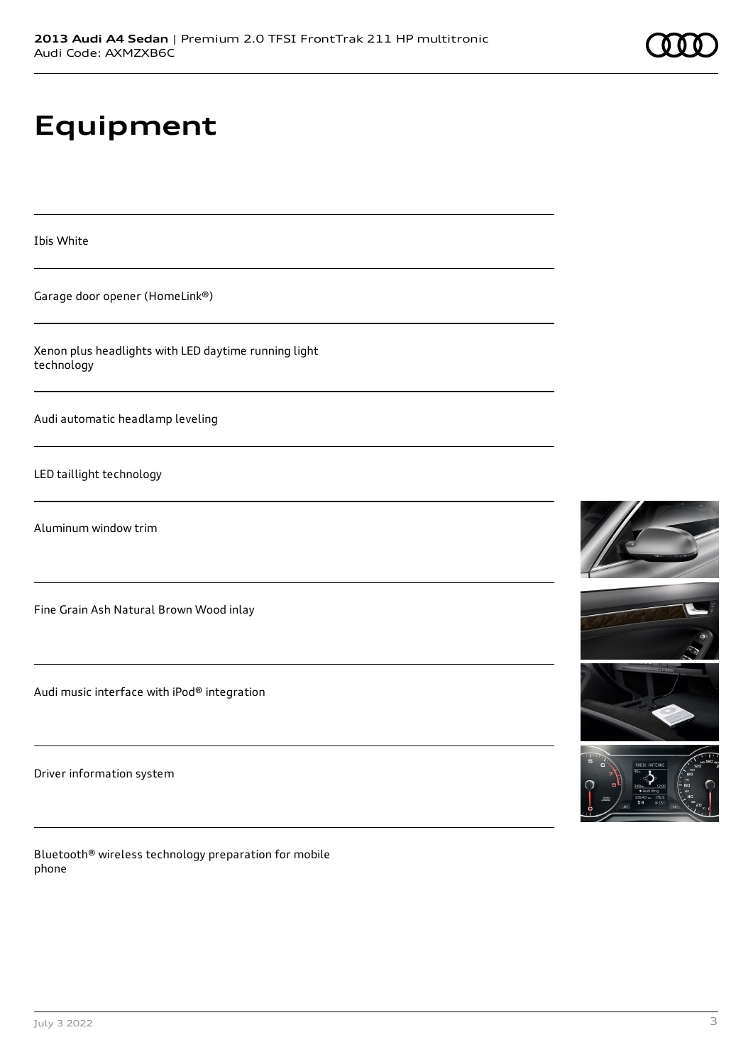# Equipment

Ibis White

Garage door opener (HomeLink®)

Xenon plus headlights with LED daytime running light technology

Audi automatic headlamp leveling

LED taillight technology

Aluminum window trim

Fine Grain Ash Natural Brown Wood inlay

Audi music interface with iPod® integration

Driver information system

Bluetooth® wireless technology preparation for mobile phone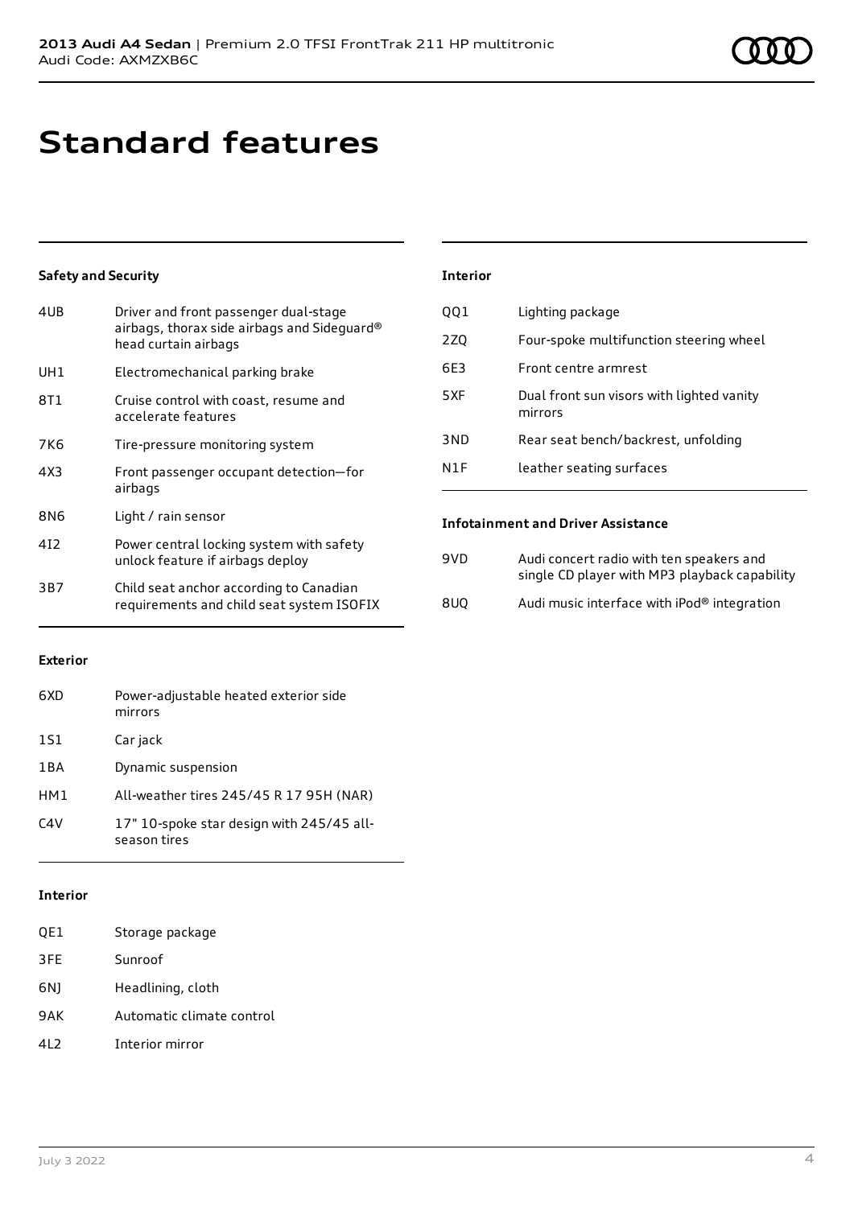# Standard features

## Safety and Security

| | |
|---|---|
| 4UB | Driver and front passenger dual-stage airbags, thorax side airbags and Sideguard® head curtain airbags |
| UH1 | Electromechanical parking brake |
| 8T1 | Cruise control with coast, resume and accelerate features |
| 7K6 | Tire-pressure monitoring system |
| 4X3 | Front passenger occupant detection—for airbags |
| 8N6 | Light / rain sensor |
| 4I2 | Power central locking system with safety unlock feature if airbags deploy |
| 3B7 | Child seat anchor according to Canadian requirements and child seat system ISOFIX |

## Exterior

| | |
|---|---|
| 6XD | Power-adjustable heated exterior side mirrors |
| 1S1 | Car jack |
| 1BA | Dynamic suspension |
| HM1 | All-weather tires 245/45 R 17 95H (NAR) |
| C4V | 17" 10-spoke star design with 245/45 all-season tires |

## Interior

| | |
|---|---|
| QE1 | Storage package |
| 3FE | Sunroof |
| 6NJ | Headlining, cloth |
| 9AK | Automatic climate control |
| 4L2 | Interior mirror |

## Interior

| | |
|---|---|
| QQ1 | Lighting package |
| 2ZQ | Four-spoke multifunction steering wheel |
| 6E3 | Front centre armrest |
| 5XF | Dual front sun visors with lighted vanity mirrors |
| 3ND | Rear seat bench/backrest, unfolding |
| N1F | leather seating surfaces |

## Infotainment and Driver Assistance

| | |
|---|---|
| 9VD | Audi concert radio with ten speakers and single CD player with MP3 playback capability |
| 8UQ | Audi music interface with iPod® integration |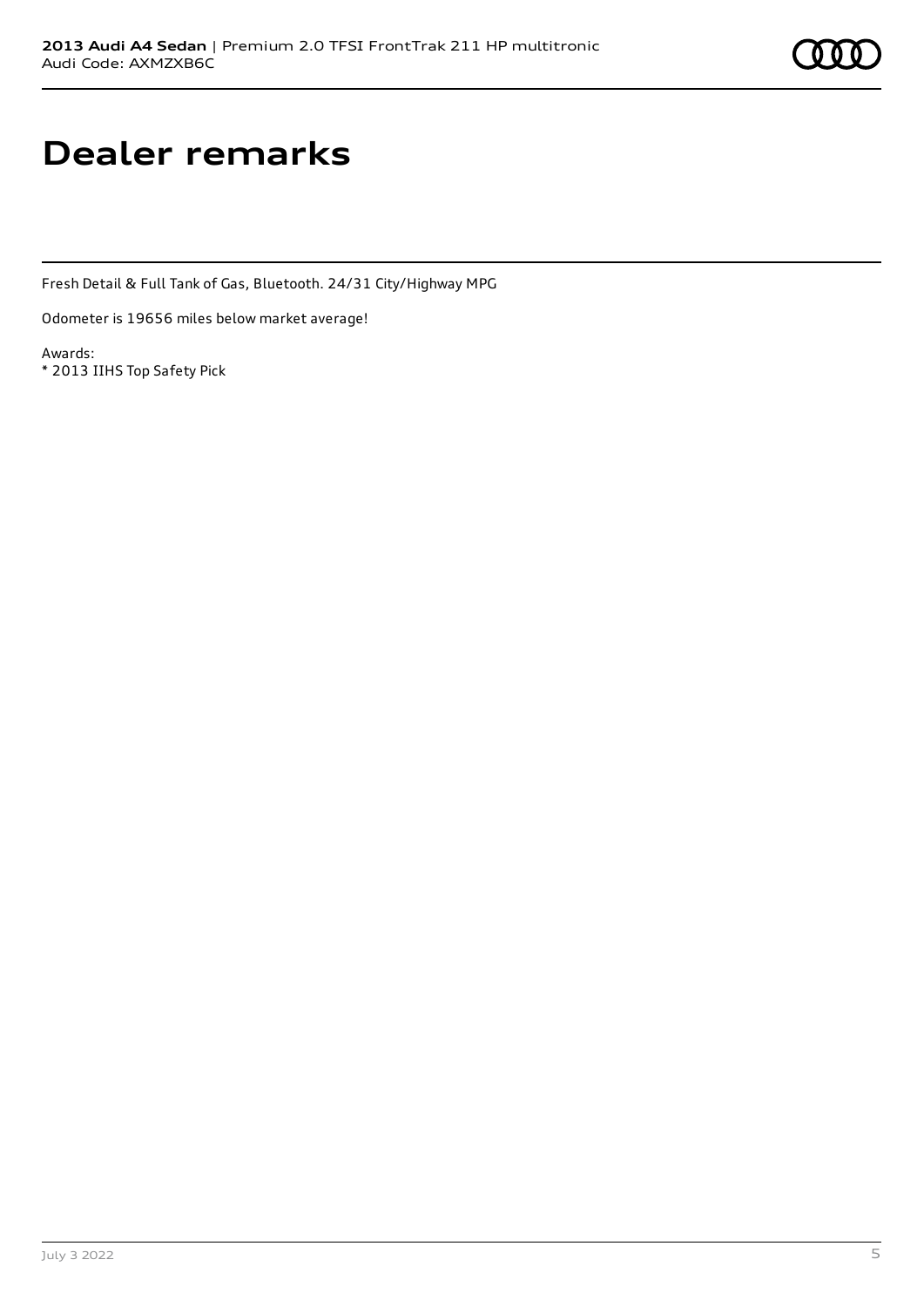# Dealer remarks

Fresh Detail & Full Tank of Gas, Bluetooth. 24/31 City/Highway MPG

Odometer is 19656 miles below market average!

Awards:
* 2013 IIHS Top Safety Pick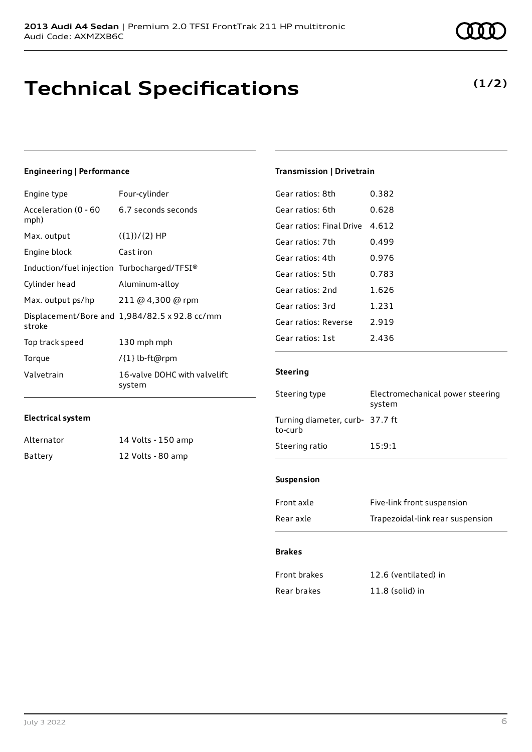**2013 Audi A4 Sedan** | Premium 2.0 TFSI FrontTrak 211 HP multitronic
Audi Code: AXMZXB6C

# Technical Specifications

**(1/2)**

### Engineering | Performance

| | |
|---|---|
| Engine type | Four-cylinder |
| Acceleration (0 - 60 mph) | 6.7 seconds seconds |
| Max. output | ({1})/{2} HP |
| Engine block | Cast iron |
| Induction/fuel injection | Turbocharged/TFSI® |
| Cylinder head | Aluminum-alloy |
| Max. output ps/hp | 211 @ 4,300 @ rpm |
| Displacement/Bore and stroke | 1,984/82.5 x 92.8 cc/mm |
| Top track speed | 130 mph mph |
| Torque | /{1} lb-ft@rpm |
| Valvetrain | 16-valve DOHC with valvelift system |

### Electrical system

| | |
|---|---|
| Alternator | 14 Volts - 150 amp |
| Battery | 12 Volts - 80 amp |

### Transmission | Drivetrain

| | |
|---|---|
| Gear ratios: 8th | 0.382 |
| Gear ratios: 6th | 0.628 |
| Gear ratios: Final Drive | 4.612 |
| Gear ratios: 7th | 0.499 |
| Gear ratios: 4th | 0.976 |
| Gear ratios: 5th | 0.783 |
| Gear ratios: 2nd | 1.626 |
| Gear ratios: 3rd | 1.231 |
| Gear ratios: Reverse | 2.919 |
| Gear ratios: 1st | 2.436 |

### Steering

| | |
|---|---|
| Steering type | Electromechanical power steering system |
| Turning diameter, curb-to-curb | 37.7 ft |
| Steering ratio | 15:9:1 |

### Suspension

| | |
|---|---|
| Front axle | Five-link front suspension |
| Rear axle | Trapezoidal-link rear suspension |

### Brakes

| | |
|---|---|
| Front brakes | 12.6 (ventilated) in |
| Rear brakes | 11.8 (solid) in |

July 3 2022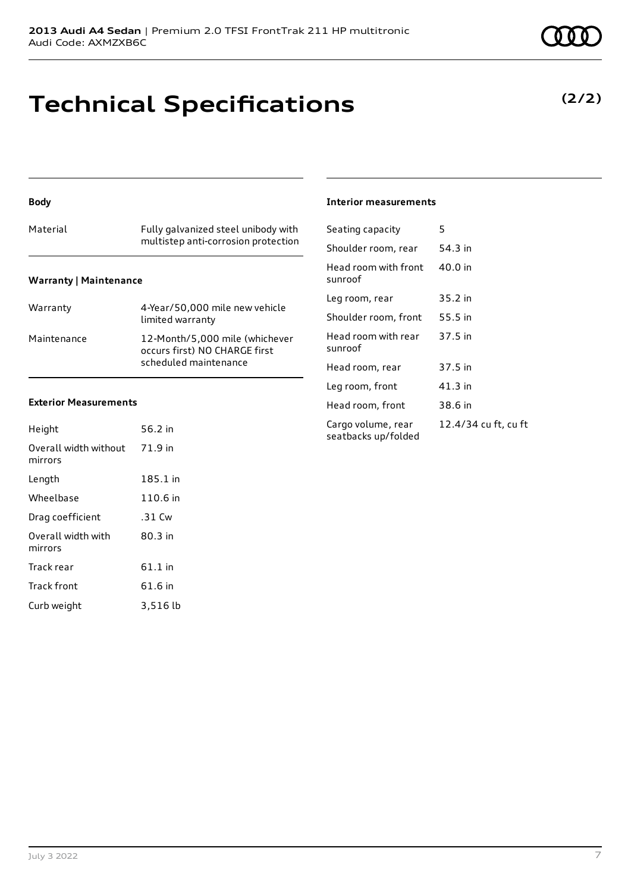**2013 Audi A4 Sedan** | Premium 2.0 TFSI FrontTrak 211 HP multitronic
Audi Code: AXMZXB6C

# Technical Specifications

**(2/2)**

### Body

| | |
|---|---|
| Material | Fully galvanized steel unibody with multistep anti-corrosion protection |

### Warranty | Maintenance

| | |
|---|---|
| Warranty | 4-Year/50,000 mile new vehicle limited warranty |
| Maintenance | 12-Month/5,000 mile (whichever occurs first) NO CHARGE first scheduled maintenance |

### Exterior Measurements

| | |
|---|---|
| Height | 56.2 in |
| Overall width without mirrors | 71.9 in |
| Length | 185.1 in |
| Wheelbase | 110.6 in |
| Drag coefficient | .31 Cw |
| Overall width with mirrors | 80.3 in |
| Track rear | 61.1 in |
| Track front | 61.6 in |
| Curb weight | 3,516 lb |

### Interior measurements

| | |
|---|---|
| Seating capacity | 5 |
| Shoulder room, rear | 54.3 in |
| Head room with front sunroof | 40.0 in |
| Leg room, rear | 35.2 in |
| Shoulder room, front | 55.5 in |
| Head room with rear sunroof | 37.5 in |
| Head room, rear | 37.5 in |
| Leg room, front | 41.3 in |
| Head room, front | 38.6 in |
| Cargo volume, rear seatbacks up/folded | 12.4/34 cu ft, cu ft |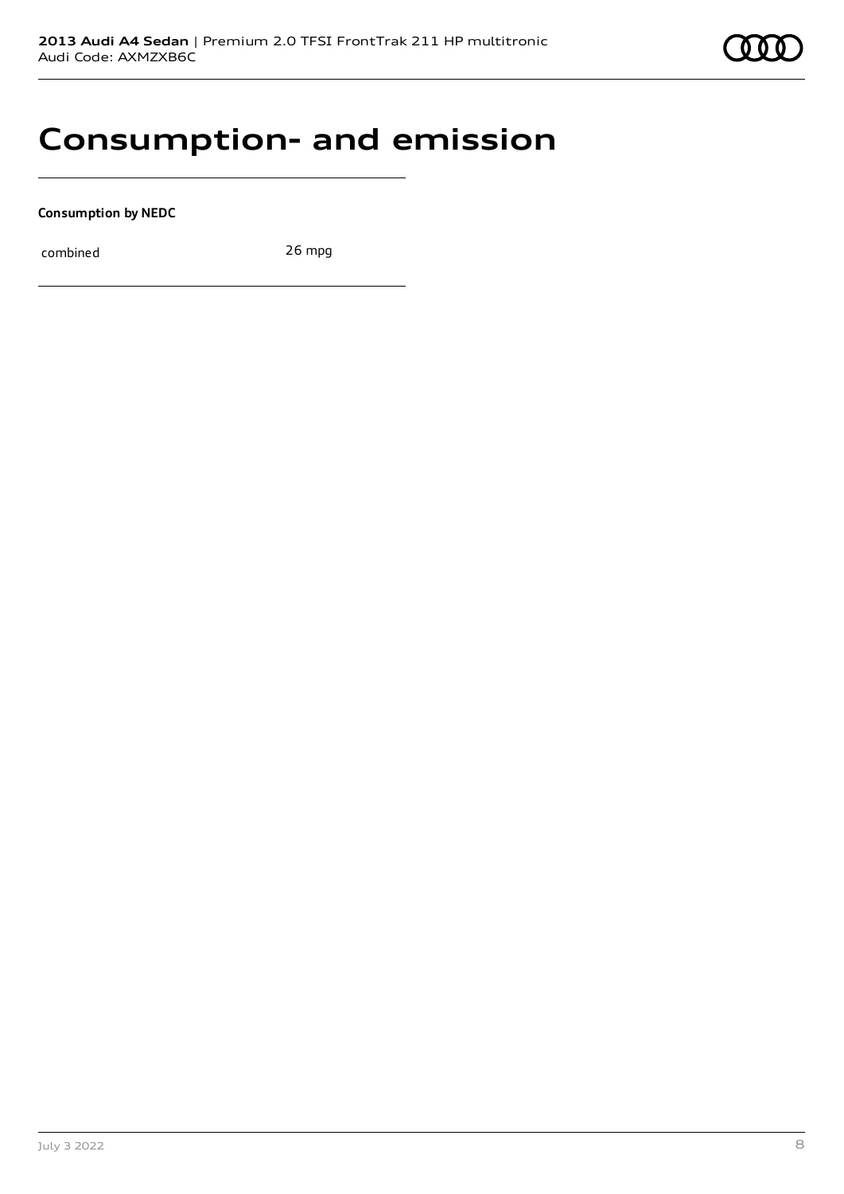# Consumption- and emission

**Consumption by NEDC**

| combined | 26 mpg |
| --- | --- |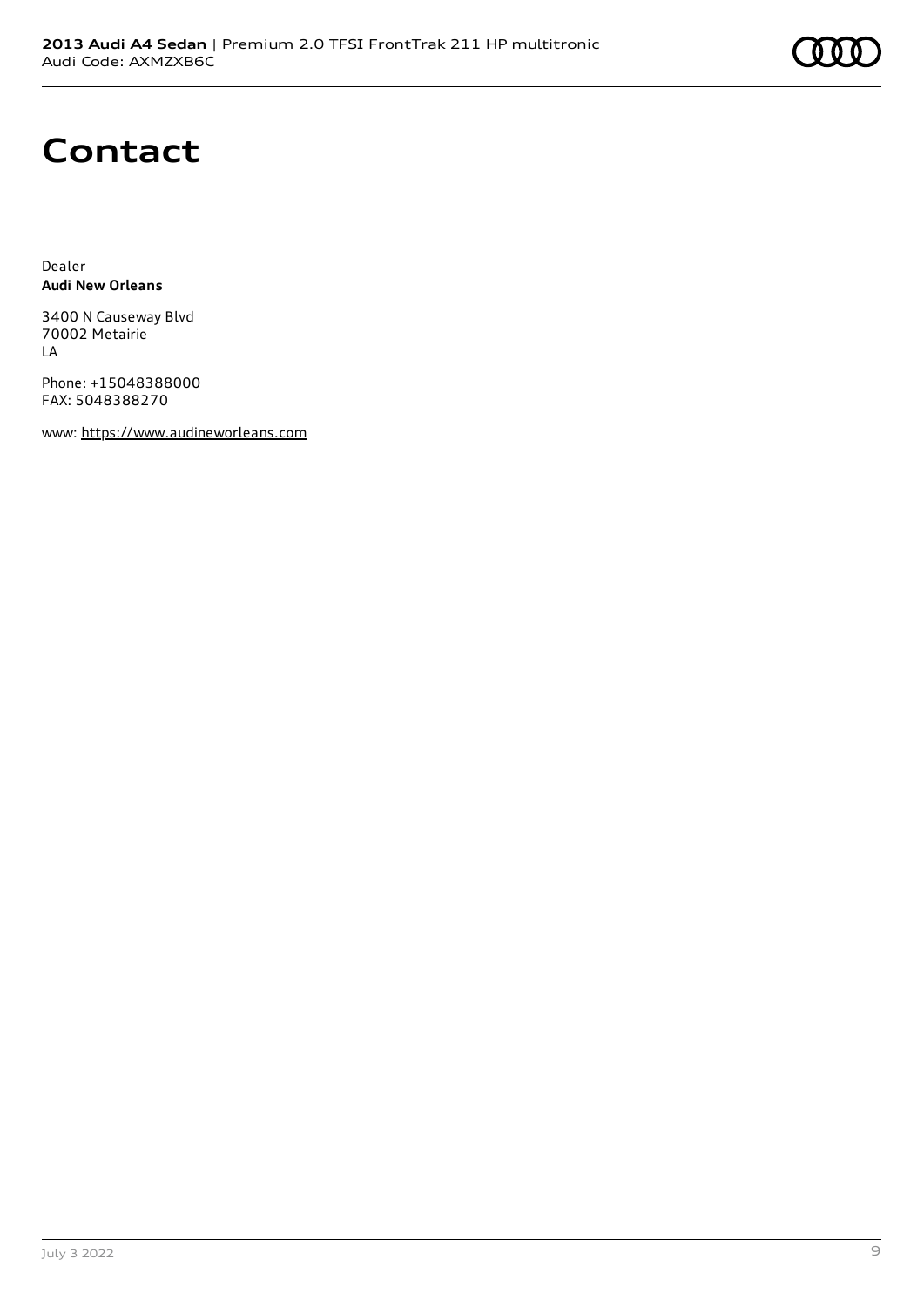# Contact

Dealer
**Audi New Orleans**

3400 N Causeway Blvd
70002 Metairie
LA

Phone: +15048388000
FAX: 5048388270

www: https://www.audineworleans.com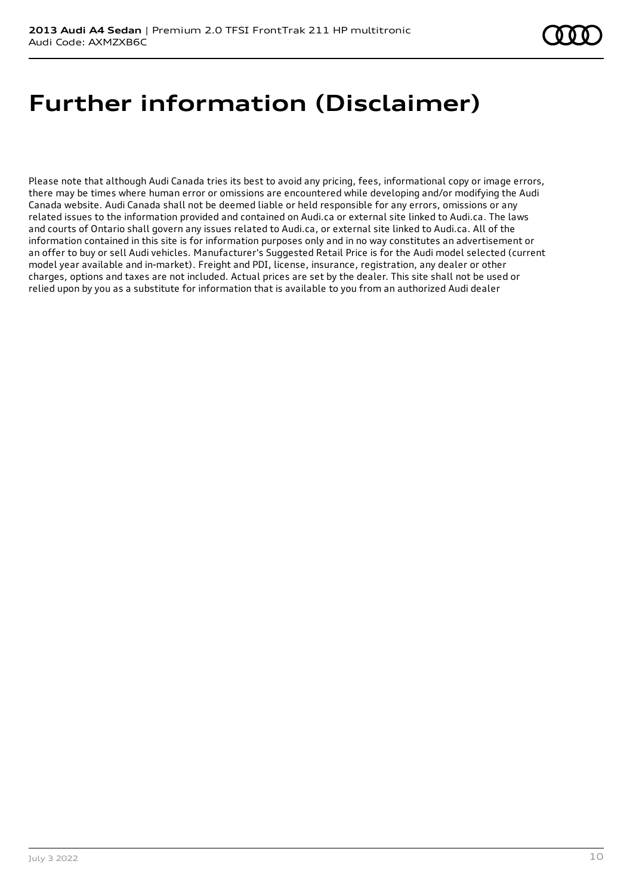# Further information (Disclaimer)

Please note that although Audi Canada tries its best to avoid any pricing, fees, informational copy or image errors, there may be times where human error or omissions are encountered while developing and/or modifying the Audi Canada website. Audi Canada shall not be deemed liable or held responsible for any errors, omissions or any related issues to the information provided and contained on Audi.ca or external site linked to Audi.ca. The laws and courts of Ontario shall govern any issues related to Audi.ca, or external site linked to Audi.ca. All of the information contained in this site is for information purposes only and in no way constitutes an advertisement or an offer to buy or sell Audi vehicles. Manufacturer's Suggested Retail Price is for the Audi model selected (current model year available and in-market). Freight and PDI, license, insurance, registration, any dealer or other charges, options and taxes are not included. Actual prices are set by the dealer. This site shall not be used or relied upon by you as a substitute for information that is available to you from an authorized Audi dealer